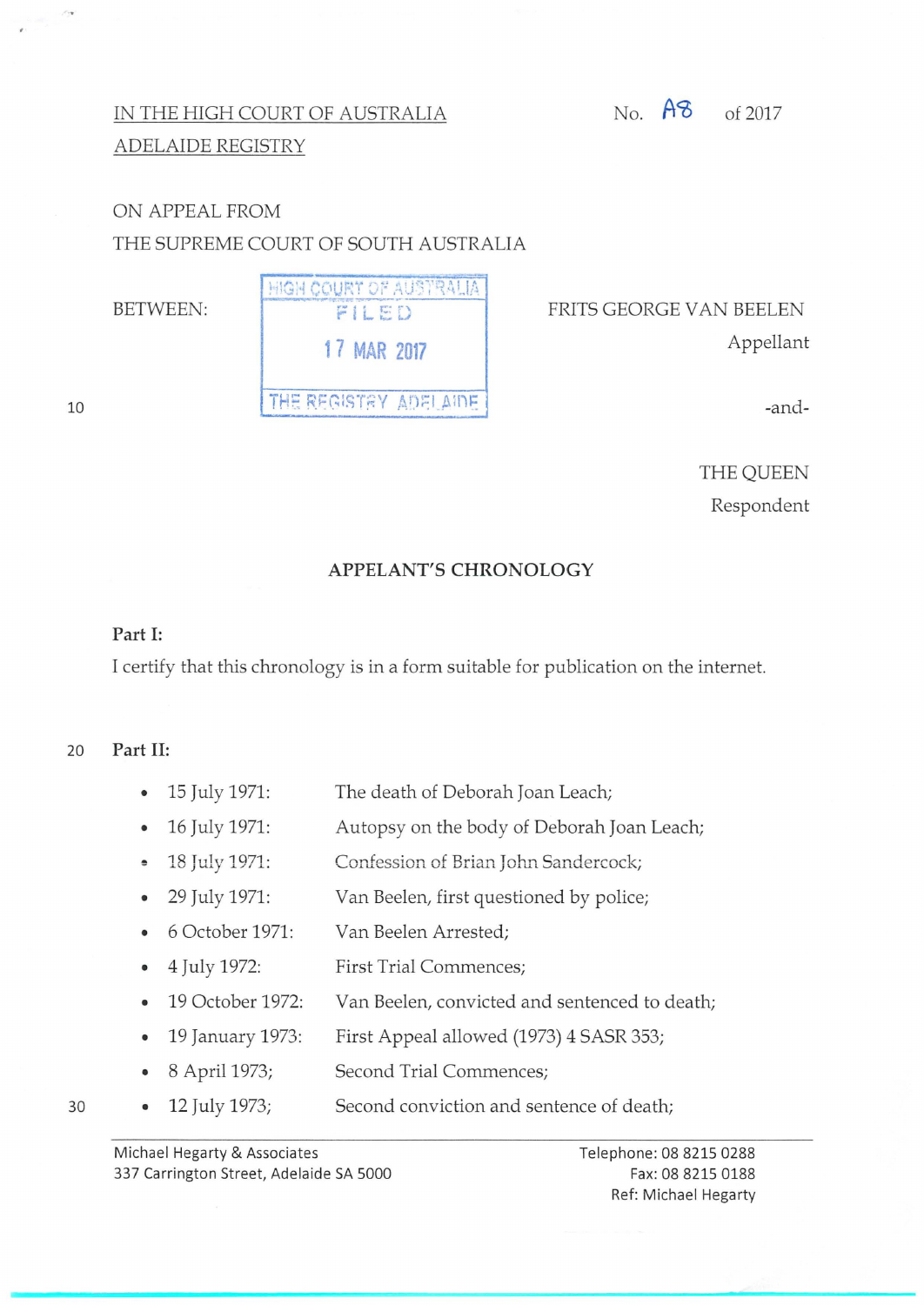IN THE HIGH COURT OF AUSTRALIA
ADELAIDE REGISTRY

No. A8 of 2017

ON APPEAL FROM
THE SUPREME COURT OF SOUTH AUSTRALIA

BETWEEN:

HIGH COURT OF AUSTRALIA
FILED
17 MAR 2017
THE REGISTRY ADELAIDE

FRITS GEORGE VAN BEELEN
Appellant

-and-

THE QUEEN
Respondent

**APPELANT'S CHRONOLOGY**

**Part I:**

I certify that this chronology is in a form suitable for publication on the internet.

**Part II:**

- 15 July 1971: The death of Deborah Joan Leach;
- 16 July 1971: Autopsy on the body of Deborah Joan Leach;
- 18 July 1971: Confession of Brian John Sandercock;
- 29 July 1971: Van Beelen, first questioned by police;
- 6 October 1971: Van Beelen Arrested;
- 4 July 1972: First Trial Commences;
- 19 October 1972: Van Beelen, convicted and sentenced to death;
- 19 January 1973: First Appeal allowed (1973) 4 SASR 353;
- 8 April 1973; Second Trial Commences;
- 12 July 1973; Second conviction and sentence of death;

Michael Hegarty & Associates
337 Carrington Street, Adelaide SA 5000

Telephone: 08 8215 0288
Fax: 08 8215 0188
Ref: Michael Hegarty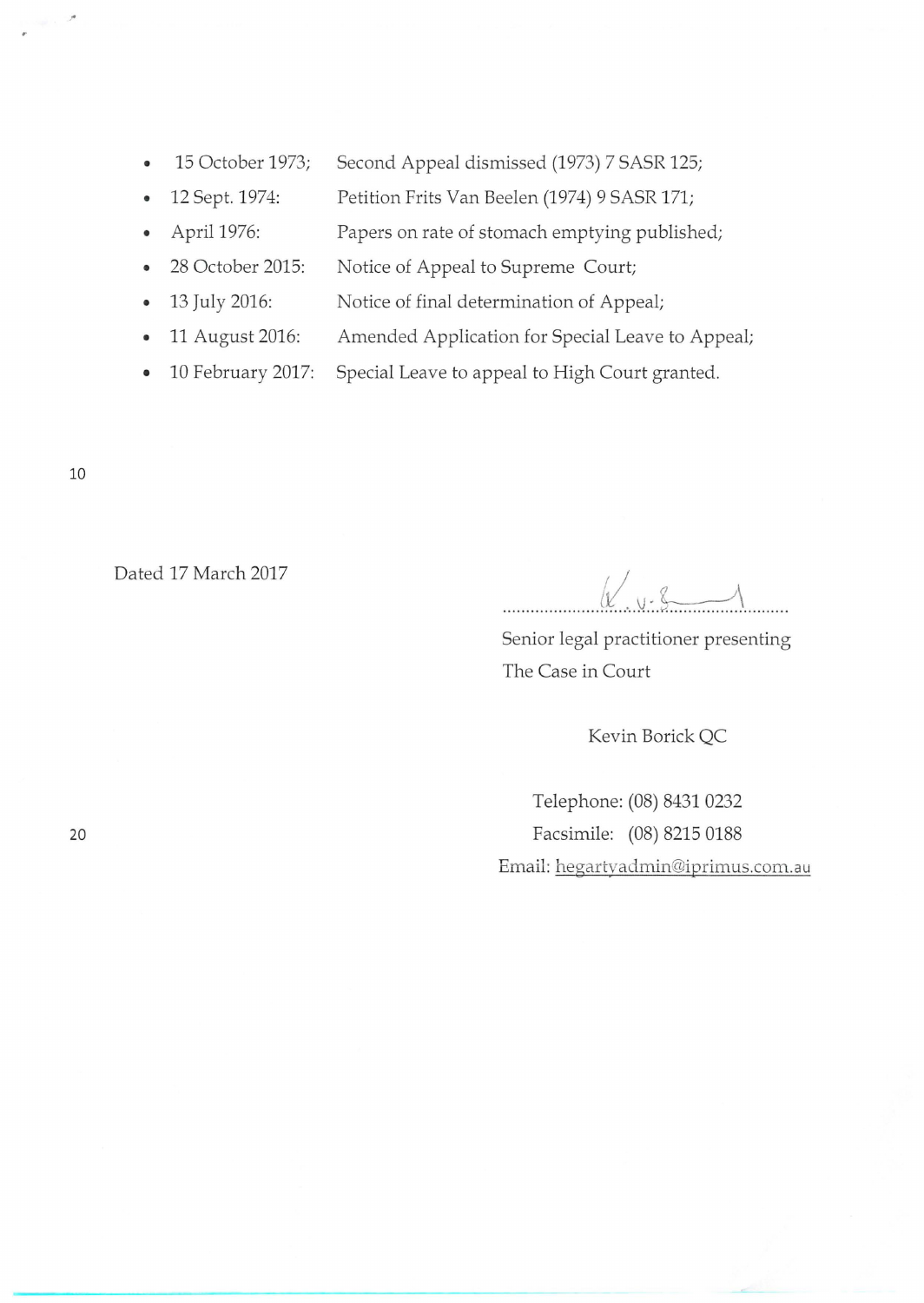- 15 October 1973; Second Appeal dismissed (1973) 7 SASR 125;
- 12 Sept. 1974: Petition Frits Van Beelen (1974) 9 SASR 171;
- April 1976: Papers on rate of stomach emptying published;
- 28 October 2015: Notice of Appeal to Supreme Court;
- 13 July 2016: Notice of final determination of Appeal;
- 11 August 2016: Amended Application for Special Leave to Appeal;
- 10 February 2017: Special Leave to appeal to High Court granted.

Dated 17 March 2017

..........................................................

Senior legal practitioner presenting
The Case in Court

Kevin Borick QC

Telephone: (08) 8431 0232
Facsimile: (08) 8215 0188
Email: hegartyadmin@iprimus.com.au